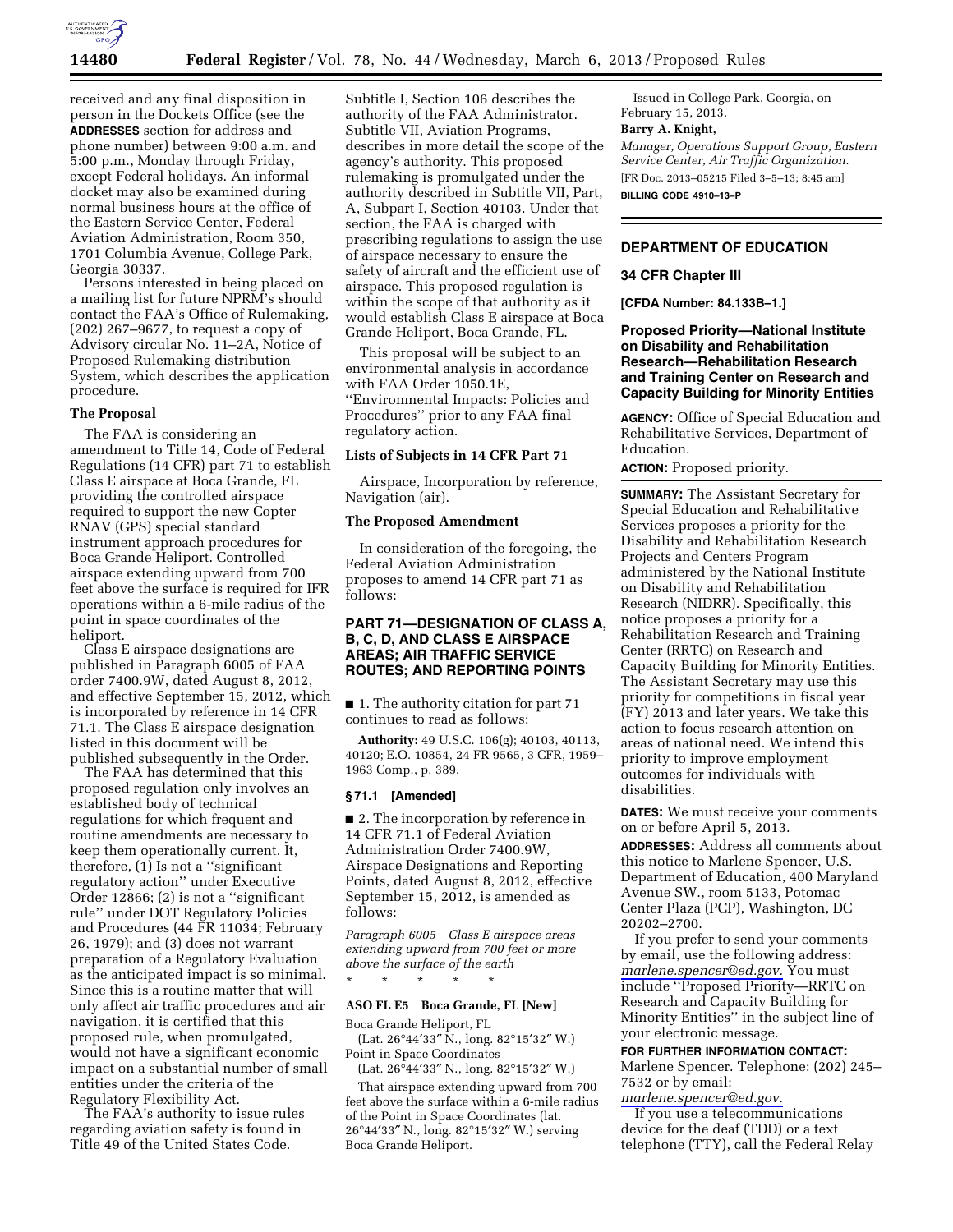received and any final disposition in person in the Dockets Office (see the **ADDRESSES** section for address and phone number) between 9:00 a.m. and 5:00 p.m., Monday through Friday, except Federal holidays. An informal docket may also be examined during normal business hours at the office of the Eastern Service Center, Federal Aviation Administration, Room 350, 1701 Columbia Avenue, College Park, Georgia 30337.

Persons interested in being placed on a mailing list for future NPRM's should contact the FAA's Office of Rulemaking, (202) 267–9677, to request a copy of Advisory circular No. 11–2A, Notice of Proposed Rulemaking distribution System, which describes the application procedure.

**The Proposal**

The FAA is considering an amendment to Title 14, Code of Federal Regulations (14 CFR) part 71 to establish Class E airspace at Boca Grande, FL providing the controlled airspace required to support the new Copter RNAV (GPS) special standard instrument approach procedures for Boca Grande Heliport. Controlled airspace extending upward from 700 feet above the surface is required for IFR operations within a 6-mile radius of the point in space coordinates of the heliport.

Class E airspace designations are published in Paragraph 6005 of FAA order 7400.9W, dated August 8, 2012, and effective September 15, 2012, which is incorporated by reference in 14 CFR 71.1. The Class E airspace designation listed in this document will be published subsequently in the Order.

The FAA has determined that this proposed regulation only involves an established body of technical regulations for which frequent and routine amendments are necessary to keep them operationally current. It, therefore, (1) Is not a ''significant regulatory action'' under Executive Order 12866; (2) is not a ''significant rule'' under DOT Regulatory Policies and Procedures (44 FR 11034; February 26, 1979); and (3) does not warrant preparation of a Regulatory Evaluation as the anticipated impact is so minimal. Since this is a routine matter that will only affect air traffic procedures and air navigation, it is certified that this proposed rule, when promulgated, would not have a significant economic impact on a substantial number of small entities under the criteria of the Regulatory Flexibility Act.

The FAA's authority to issue rules regarding aviation safety is found in Title 49 of the United States Code. Subtitle I, Section 106 describes the authority of the FAA Administrator. Subtitle VII, Aviation Programs, describes in more detail the scope of the agency's authority. This proposed rulemaking is promulgated under the authority described in Subtitle VII, Part, A, Subpart I, Section 40103. Under that section, the FAA is charged with prescribing regulations to assign the use of airspace necessary to ensure the safety of aircraft and the efficient use of airspace. This proposed regulation is within the scope of that authority as it would establish Class E airspace at Boca Grande Heliport, Boca Grande, FL.

This proposal will be subject to an environmental analysis in accordance with FAA Order 1050.1E, ''Environmental Impacts: Policies and Procedures'' prior to any FAA final regulatory action.

**Lists of Subjects in 14 CFR Part 71**

Airspace, Incorporation by reference, Navigation (air).

**The Proposed Amendment**

In consideration of the foregoing, the Federal Aviation Administration proposes to amend 14 CFR part 71 as follows:

## PART 71—DESIGNATION OF CLASS A, B, C, D, AND CLASS E AIRSPACE AREAS; AIR TRAFFIC SERVICE ROUTES; AND REPORTING POINTS

■ 1. The authority citation for part 71 continues to read as follows:

**Authority:** 49 U.S.C. 106(g); 40103, 40113, 40120; E.O. 10854, 24 FR 9565, 3 CFR, 1959–1963 Comp., p. 389.

**§ 71.1 [Amended]**

■ 2. The incorporation by reference in 14 CFR 71.1 of Federal Aviation Administration Order 7400.9W, Airspace Designations and Reporting Points, dated August 8, 2012, effective September 15, 2012, is amended as follows:

*Paragraph 6005 Class E airspace areas extending upward from 700 feet or more above the surface of the earth*

\* \* \* \* \*

**ASO FL E5 Boca Grande, FL [New]**

Boca Grande Heliport, FL
(Lat. 26°44′33″ N., long. 82°15′32″ W.)
Point in Space Coordinates
(Lat. 26°44′33″ N., long. 82°15′32″ W.)

That airspace extending upward from 700 feet above the surface within a 6-mile radius of the Point in Space Coordinates (lat. 26°44′33″ N., long. 82°15′32″ W.) serving Boca Grande Heliport.

Issued in College Park, Georgia, on February 15, 2013.

**Barry A. Knight,**
*Manager, Operations Support Group, Eastern Service Center, Air Traffic Organization.*

[FR Doc. 2013–05215 Filed 3–5–13; 8:45 am]

**BILLING CODE 4910–13–P**

## DEPARTMENT OF EDUCATION

**34 CFR Chapter III**

**[CFDA Number: 84.133B–1.]**

## Proposed Priority—National Institute on Disability and Rehabilitation Research—Rehabilitation Research and Training Center on Research and Capacity Building for Minority Entities

**AGENCY:** Office of Special Education and Rehabilitative Services, Department of Education.

**ACTION:** Proposed priority.

**SUMMARY:** The Assistant Secretary for Special Education and Rehabilitative Services proposes a priority for the Disability and Rehabilitation Research Projects and Centers Program administered by the National Institute on Disability and Rehabilitation Research (NIDRR). Specifically, this notice proposes a priority for a Rehabilitation Research and Training Center (RRTC) on Research and Capacity Building for Minority Entities. The Assistant Secretary may use this priority for competitions in fiscal year (FY) 2013 and later years. We take this action to focus research attention on areas of national need. We intend this priority to improve employment outcomes for individuals with disabilities.

**DATES:** We must receive your comments on or before April 5, 2013.

**ADDRESSES:** Address all comments about this notice to Marlene Spencer, U.S. Department of Education, 400 Maryland Avenue SW., room 5133, Potomac Center Plaza (PCP), Washington, DC 20202–2700.

If you prefer to send your comments by email, use the following address: *marlene.spencer@ed.gov.* You must include ''Proposed Priority—RRTC on Research and Capacity Building for Minority Entities'' in the subject line of your electronic message.

**FOR FURTHER INFORMATION CONTACT:** Marlene Spencer. Telephone: (202) 245–7532 or by email: *marlene.spencer@ed.gov.*

If you use a telecommunications device for the deaf (TDD) or a text telephone (TTY), call the Federal Relay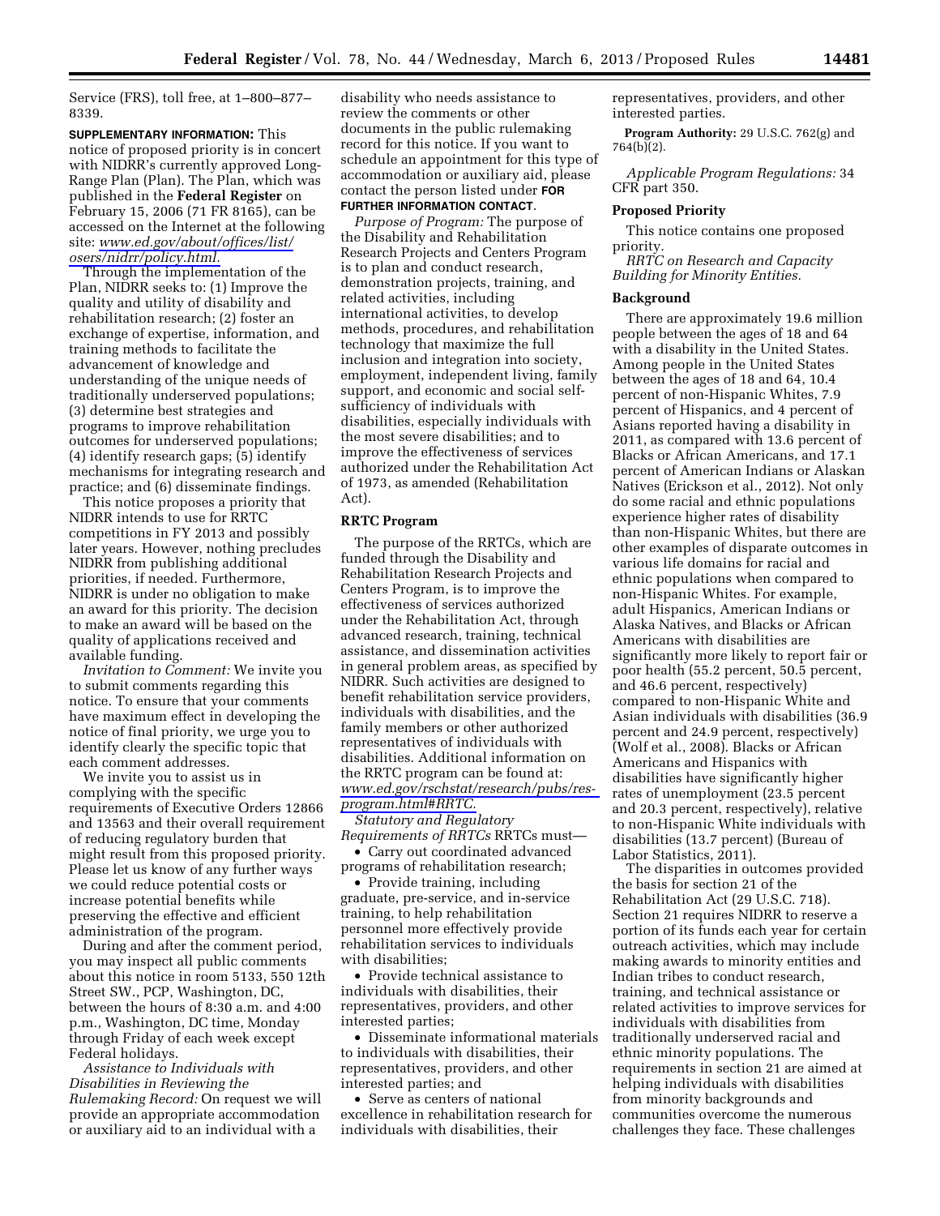Service (FRS), toll free, at 1–800–877–8339.

**SUPPLEMENTARY INFORMATION:** This notice of proposed priority is in concert with NIDRR's currently approved Long-Range Plan (Plan). The Plan, which was published in the **Federal Register** on February 15, 2006 (71 FR 8165), can be accessed on the Internet at the following site: *www.ed.gov/about/offices/list/osers/nidrr/policy.html.*

Through the implementation of the Plan, NIDRR seeks to: (1) Improve the quality and utility of disability and rehabilitation research; (2) foster an exchange of expertise, information, and training methods to facilitate the advancement of knowledge and understanding of the unique needs of traditionally underserved populations; (3) determine best strategies and programs to improve rehabilitation outcomes for underserved populations; (4) identify research gaps; (5) identify mechanisms for integrating research and practice; and (6) disseminate findings.

This notice proposes a priority that NIDRR intends to use for RRTC competitions in FY 2013 and possibly later years. However, nothing precludes NIDRR from publishing additional priorities, if needed. Furthermore, NIDRR is under no obligation to make an award for this priority. The decision to make an award will be based on the quality of applications received and available funding.

*Invitation to Comment:* We invite you to submit comments regarding this notice. To ensure that your comments have maximum effect in developing the notice of final priority, we urge you to identify clearly the specific topic that each comment addresses.

We invite you to assist us in complying with the specific requirements of Executive Orders 12866 and 13563 and their overall requirement of reducing regulatory burden that might result from this proposed priority. Please let us know of any further ways we could reduce potential costs or increase potential benefits while preserving the effective and efficient administration of the program.

During and after the comment period, you may inspect all public comments about this notice in room 5133, 550 12th Street SW., PCP, Washington, DC, between the hours of 8:30 a.m. and 4:00 p.m., Washington, DC time, Monday through Friday of each week except Federal holidays.

*Assistance to Individuals with Disabilities in Reviewing the Rulemaking Record:* On request we will provide an appropriate accommodation or auxiliary aid to an individual with a disability who needs assistance to review the comments or other documents in the public rulemaking record for this notice. If you want to schedule an appointment for this type of accommodation or auxiliary aid, please contact the person listed under **FOR FURTHER INFORMATION CONTACT**.

*Purpose of Program:* The purpose of the Disability and Rehabilitation Research Projects and Centers Program is to plan and conduct research, demonstration projects, training, and related activities, including international activities, to develop methods, procedures, and rehabilitation technology that maximize the full inclusion and integration into society, employment, independent living, family support, and economic and social self-sufficiency of individuals with disabilities, especially individuals with the most severe disabilities; and to improve the effectiveness of services authorized under the Rehabilitation Act of 1973, as amended (Rehabilitation Act).

### RRTC Program

The purpose of the RRTCs, which are funded through the Disability and Rehabilitation Research Projects and Centers Program, is to improve the effectiveness of services authorized under the Rehabilitation Act, through advanced research, training, technical assistance, and dissemination activities in general problem areas, as specified by NIDRR. Such activities are designed to benefit rehabilitation service providers, individuals with disabilities, and the family members or other authorized representatives of individuals with disabilities. Additional information on the RRTC program can be found at: *www.ed.gov/rschstat/research/pubs/res-program.html#RRTC.*

*Statutory and Regulatory Requirements of RRTCs* RRTCs must—

- Carry out coordinated advanced programs of rehabilitation research;
- Provide training, including graduate, pre-service, and in-service training, to help rehabilitation personnel more effectively provide rehabilitation services to individuals with disabilities;
- Provide technical assistance to individuals with disabilities, their representatives, providers, and other interested parties;
- Disseminate informational materials to individuals with disabilities, their representatives, providers, and other interested parties; and
- Serve as centers of national excellence in rehabilitation research for individuals with disabilities, their representatives, providers, and other interested parties.

**Program Authority:** 29 U.S.C. 762(g) and 764(b)(2).

*Applicable Program Regulations:* 34 CFR part 350.

### Proposed Priority

This notice contains one proposed priority.

*RRTC on Research and Capacity Building for Minority Entities.*

### Background

There are approximately 19.6 million people between the ages of 18 and 64 with a disability in the United States. Among people in the United States between the ages of 18 and 64, 10.4 percent of non-Hispanic Whites, 7.9 percent of Hispanics, and 4 percent of Asians reported having a disability in 2011, as compared with 13.6 percent of Blacks or African Americans, and 17.1 percent of American Indians or Alaskan Natives (Erickson et al., 2012). Not only do some racial and ethnic populations experience higher rates of disability than non-Hispanic Whites, but there are other examples of disparate outcomes in various life domains for racial and ethnic populations when compared to non-Hispanic Whites. For example, adult Hispanics, American Indians or Alaska Natives, and Blacks or African Americans with disabilities are significantly more likely to report fair or poor health (55.2 percent, 50.5 percent, and 46.6 percent, respectively) compared to non-Hispanic White and Asian individuals with disabilities (36.9 percent and 24.9 percent, respectively) (Wolf et al., 2008). Blacks or African Americans and Hispanics with disabilities have significantly higher rates of unemployment (23.5 percent and 20.3 percent, respectively), relative to non-Hispanic White individuals with disabilities (13.7 percent) (Bureau of Labor Statistics, 2011).

The disparities in outcomes provided the basis for section 21 of the Rehabilitation Act (29 U.S.C. 718). Section 21 requires NIDRR to reserve a portion of its funds each year for certain outreach activities, which may include making awards to minority entities and Indian tribes to conduct research, training, and technical assistance or related activities to improve services for individuals with disabilities from traditionally underserved racial and ethnic minority populations. The requirements in section 21 are aimed at helping individuals with disabilities from minority backgrounds and communities overcome the numerous challenges they face. These challenges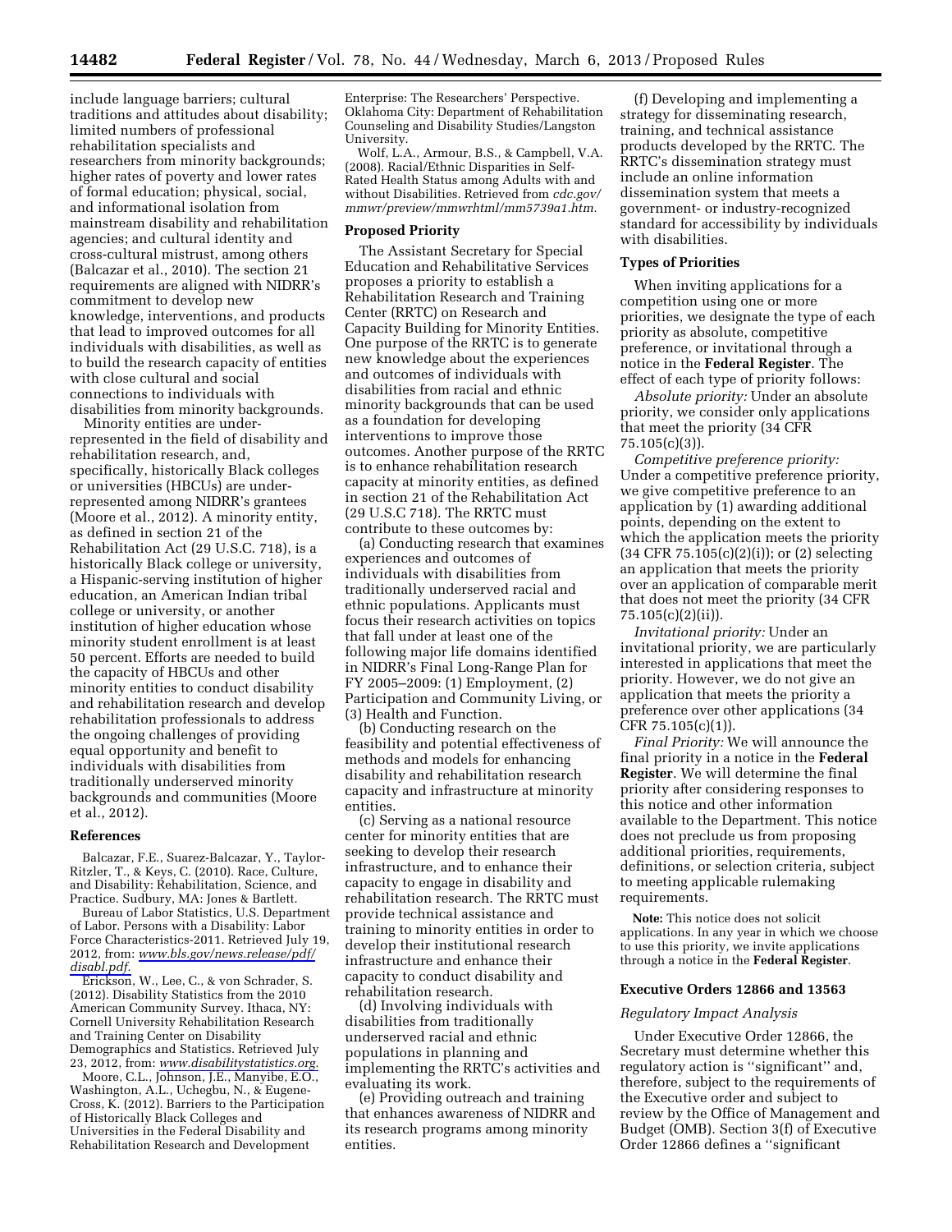include language barriers; cultural traditions and attitudes about disability; limited numbers of professional rehabilitation specialists and researchers from minority backgrounds; higher rates of poverty and lower rates of formal education; physical, social, and informational isolation from mainstream disability and rehabilitation agencies; and cultural identity and cross-cultural mistrust, among others (Balcazar et al., 2010). The section 21 requirements are aligned with NIDRR's commitment to develop new knowledge, interventions, and products that lead to improved outcomes for all individuals with disabilities, as well as to build the research capacity of entities with close cultural and social connections to individuals with disabilities from minority backgrounds.

Minority entities are under-represented in the field of disability and rehabilitation research, and, specifically, historically Black colleges or universities (HBCUs) are under-represented among NIDRR's grantees (Moore et al., 2012). A minority entity, as defined in section 21 of the Rehabilitation Act (29 U.S.C. 718), is a historically Black college or university, a Hispanic-serving institution of higher education, an American Indian tribal college or university, or another institution of higher education whose minority student enrollment is at least 50 percent. Efforts are needed to build the capacity of HBCUs and other minority entities to conduct disability and rehabilitation research and develop rehabilitation professionals to address the ongoing challenges of providing equal opportunity and benefit to individuals with disabilities from traditionally underserved minority backgrounds and communities (Moore et al., 2012).

### References

Balcazar, F.E., Suarez-Balcazar, Y., Taylor-Ritzler, T., & Keys, C. (2010). Race, Culture, and Disability: Rehabilitation, Science, and Practice. Sudbury, MA: Jones & Bartlett.

Bureau of Labor Statistics, U.S. Department of Labor. Persons with a Disability: Labor Force Characteristics-2011. Retrieved July 19, 2012, from: *www.bls.gov/news.release/pdf/disabl.pdf.*

Erickson, W., Lee, C., & von Schrader, S. (2012). Disability Statistics from the 2010 American Community Survey. Ithaca, NY: Cornell University Rehabilitation Research and Training Center on Disability Demographics and Statistics. Retrieved July 23, 2012, from: *www.disabilitystatistics.org.*

Moore, C.L., Johnson, J.E., Manyibe, E.O., Washington, A.L., Uchegbu, N., & Eugene-Cross, K. (2012). Barriers to the Participation of Historically Black Colleges and Universities in the Federal Disability and Rehabilitation Research and Development Enterprise: The Researchers' Perspective. Oklahoma City: Department of Rehabilitation Counseling and Disability Studies/Langston University.

Wolf, L.A., Armour, B.S., & Campbell, V.A. (2008). Racial/Ethnic Disparities in Self-Rated Health Status among Adults with and without Disabilities. Retrieved from *cdc.gov/mmwr/preview/mmwrhtml/mm5739a1.htm.*

### Proposed Priority

The Assistant Secretary for Special Education and Rehabilitative Services proposes a priority to establish a Rehabilitation Research and Training Center (RRTC) on Research and Capacity Building for Minority Entities. One purpose of the RRTC is to generate new knowledge about the experiences and outcomes of individuals with disabilities from racial and ethnic minority backgrounds that can be used as a foundation for developing interventions to improve those outcomes. Another purpose of the RRTC is to enhance rehabilitation research capacity at minority entities, as defined in section 21 of the Rehabilitation Act (29 U.S.C 718). The RRTC must contribute to these outcomes by:

(a) Conducting research that examines experiences and outcomes of individuals with disabilities from traditionally underserved racial and ethnic populations. Applicants must focus their research activities on topics that fall under at least one of the following major life domains identified in NIDRR's Final Long-Range Plan for FY 2005–2009: (1) Employment, (2) Participation and Community Living, or (3) Health and Function.

(b) Conducting research on the feasibility and potential effectiveness of methods and models for enhancing disability and rehabilitation research capacity and infrastructure at minority entities.

(c) Serving as a national resource center for minority entities that are seeking to develop their research infrastructure, and to enhance their capacity to engage in disability and rehabilitation research. The RRTC must provide technical assistance and training to minority entities in order to develop their institutional research infrastructure and enhance their capacity to conduct disability and rehabilitation research.

(d) Involving individuals with disabilities from traditionally underserved racial and ethnic populations in planning and implementing the RRTC's activities and evaluating its work.

(e) Providing outreach and training that enhances awareness of NIDRR and its research programs among minority entities.

(f) Developing and implementing a strategy for disseminating research, training, and technical assistance products developed by the RRTC. The RRTC's dissemination strategy must include an online information dissemination system that meets a government- or industry-recognized standard for accessibility by individuals with disabilities.

### Types of Priorities

When inviting applications for a competition using one or more priorities, we designate the type of each priority as absolute, competitive preference, or invitational through a notice in the **Federal Register**. The effect of each type of priority follows:

*Absolute priority:* Under an absolute priority, we consider only applications that meet the priority (34 CFR 75.105(c)(3)).

*Competitive preference priority:* Under a competitive preference priority, we give competitive preference to an application by (1) awarding additional points, depending on the extent to which the application meets the priority (34 CFR 75.105(c)(2)(i)); or (2) selecting an application that meets the priority over an application of comparable merit that does not meet the priority (34 CFR 75.105(c)(2)(ii)).

*Invitational priority:* Under an invitational priority, we are particularly interested in applications that meet the priority. However, we do not give an application that meets the priority a preference over other applications (34 CFR 75.105(c)(1)).

*Final Priority:* We will announce the final priority in a notice in the **Federal Register**. We will determine the final priority after considering responses to this notice and other information available to the Department. This notice does not preclude us from proposing additional priorities, requirements, definitions, or selection criteria, subject to meeting applicable rulemaking requirements.

**Note:** This notice does not solicit applications. In any year in which we choose to use this priority, we invite applications through a notice in the **Federal Register**.

### Executive Orders 12866 and 13563

*Regulatory Impact Analysis*

Under Executive Order 12866, the Secretary must determine whether this regulatory action is ''significant'' and, therefore, subject to the requirements of the Executive order and subject to review by the Office of Management and Budget (OMB). Section 3(f) of Executive Order 12866 defines a ''significant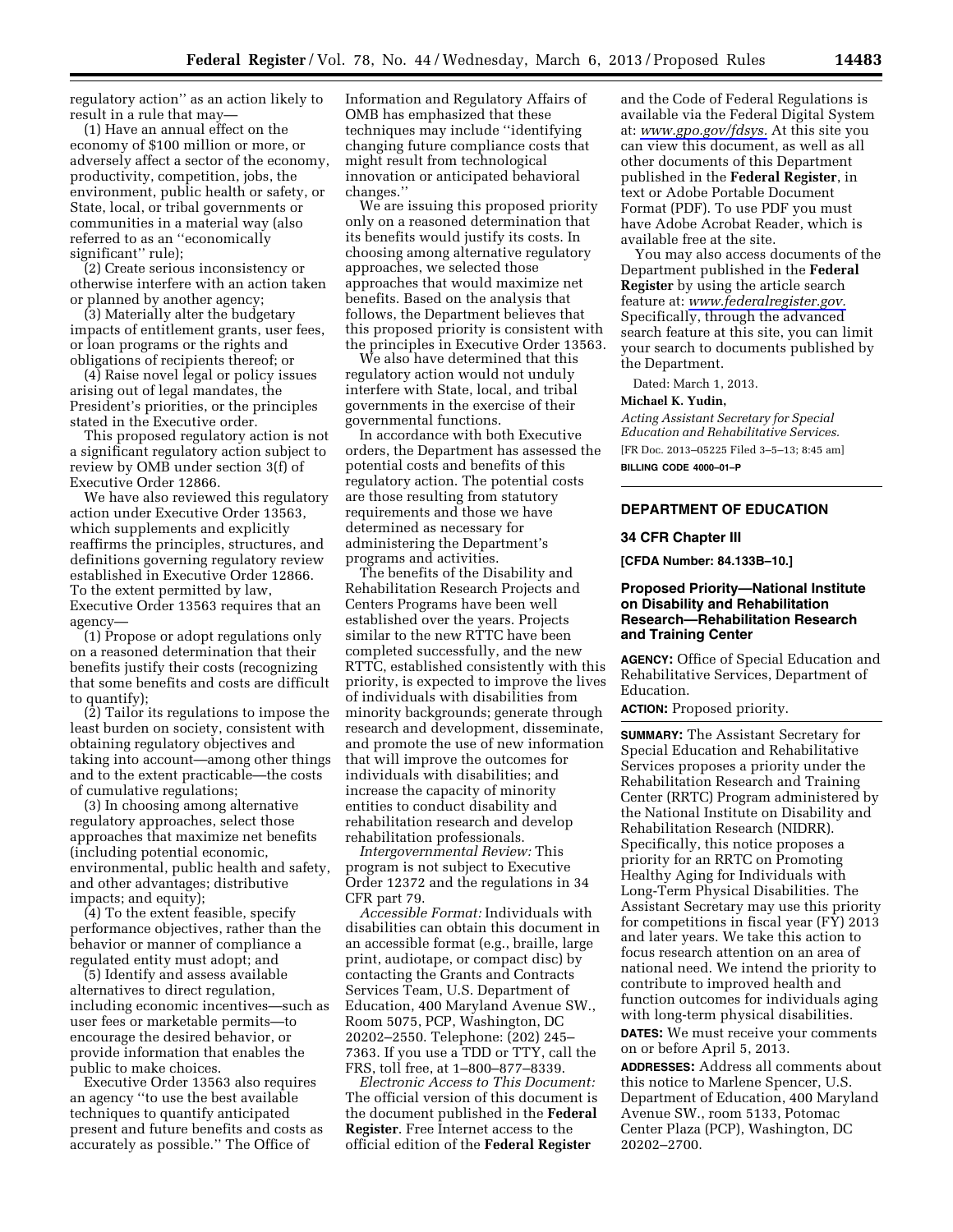regulatory action'' as an action likely to result in a rule that may—

(1) Have an annual effect on the economy of $100 million or more, or adversely affect a sector of the economy, productivity, competition, jobs, the environment, public health or safety, or State, local, or tribal governments or communities in a material way (also referred to as an ''economically significant'' rule);

(2) Create serious inconsistency or otherwise interfere with an action taken or planned by another agency;

(3) Materially alter the budgetary impacts of entitlement grants, user fees, or loan programs or the rights and obligations of recipients thereof; or

(4) Raise novel legal or policy issues arising out of legal mandates, the President's priorities, or the principles stated in the Executive order.

This proposed regulatory action is not a significant regulatory action subject to review by OMB under section 3(f) of Executive Order 12866.

We have also reviewed this regulatory action under Executive Order 13563, which supplements and explicitly reaffirms the principles, structures, and definitions governing regulatory review established in Executive Order 12866. To the extent permitted by law, Executive Order 13563 requires that an agency—

(1) Propose or adopt regulations only on a reasoned determination that their benefits justify their costs (recognizing that some benefits and costs are difficult to quantify);

(2) Tailor its regulations to impose the least burden on society, consistent with obtaining regulatory objectives and taking into account—among other things and to the extent practicable—the costs of cumulative regulations;

(3) In choosing among alternative regulatory approaches, select those approaches that maximize net benefits (including potential economic, environmental, public health and safety, and other advantages; distributive impacts; and equity);

(4) To the extent feasible, specify performance objectives, rather than the behavior or manner of compliance a regulated entity must adopt; and

(5) Identify and assess available alternatives to direct regulation, including economic incentives—such as user fees or marketable permits—to encourage the desired behavior, or provide information that enables the public to make choices.

Executive Order 13563 also requires an agency ''to use the best available techniques to quantify anticipated present and future benefits and costs as accurately as possible.'' The Office of Information and Regulatory Affairs of OMB has emphasized that these techniques may include ''identifying changing future compliance costs that might result from technological innovation or anticipated behavioral changes.''

We are issuing this proposed priority only on a reasoned determination that its benefits would justify its costs. In choosing among alternative regulatory approaches, we selected those approaches that would maximize net benefits. Based on the analysis that follows, the Department believes that this proposed priority is consistent with the principles in Executive Order 13563.

We also have determined that this regulatory action would not unduly interfere with State, local, and tribal governments in the exercise of their governmental functions.

In accordance with both Executive orders, the Department has assessed the potential costs and benefits of this regulatory action. The potential costs are those resulting from statutory requirements and those we have determined as necessary for administering the Department's programs and activities.

The benefits of the Disability and Rehabilitation Research Projects and Centers Programs have been well established over the years. Projects similar to the new RTTC have been completed successfully, and the new RTTC, established consistently with this priority, is expected to improve the lives of individuals with disabilities from minority backgrounds; generate through research and development, disseminate, and promote the use of new information that will improve the outcomes for individuals with disabilities; and increase the capacity of minority entities to conduct disability and rehabilitation research and develop rehabilitation professionals.

*Intergovernmental Review:* This program is not subject to Executive Order 12372 and the regulations in 34 CFR part 79.

*Accessible Format:* Individuals with disabilities can obtain this document in an accessible format (e.g., braille, large print, audiotape, or compact disc) by contacting the Grants and Contracts Services Team, U.S. Department of Education, 400 Maryland Avenue SW., Room 5075, PCP, Washington, DC 20202–2550. Telephone: (202) 245–7363. If you use a TDD or TTY, call the FRS, toll free, at 1–800–877–8339.

*Electronic Access to This Document:* The official version of this document is the document published in the **Federal Register**. Free Internet access to the official edition of the **Federal Register** and the Code of Federal Regulations is available via the Federal Digital System at: *www.gpo.gov/fdsys*. At this site you can view this document, as well as all other documents of this Department published in the **Federal Register**, in text or Adobe Portable Document Format (PDF). To use PDF you must have Adobe Acrobat Reader, which is available free at the site.

You may also access documents of the Department published in the **Federal Register** by using the article search feature at: *www.federalregister.gov*. Specifically, through the advanced search feature at this site, you can limit your search to documents published by the Department.

Dated: March 1, 2013.

**Michael K. Yudin,**

*Acting Assistant Secretary for Special Education and Rehabilitative Services.*

[FR Doc. 2013–05225 Filed 3–5–13; 8:45 am]

**BILLING CODE 4000–01–P**

---

## DEPARTMENT OF EDUCATION

### 34 CFR Chapter III

**[CFDA Number: 84.133B–10.]**

### Proposed Priority—National Institute on Disability and Rehabilitation Research—Rehabilitation Research and Training Center

**AGENCY:** Office of Special Education and Rehabilitative Services, Department of Education.

**ACTION:** Proposed priority.

**SUMMARY:** The Assistant Secretary for Special Education and Rehabilitative Services proposes a priority under the Rehabilitation Research and Training Center (RRTC) Program administered by the National Institute on Disability and Rehabilitation Research (NIDRR). Specifically, this notice proposes a priority for an RRTC on Promoting Healthy Aging for Individuals with Long-Term Physical Disabilities. The Assistant Secretary may use this priority for competitions in fiscal year (FY) 2013 and later years. We take this action to focus research attention on an area of national need. We intend the priority to contribute to improved health and function outcomes for individuals aging with long-term physical disabilities.

**DATES:** We must receive your comments on or before April 5, 2013.

**ADDRESSES:** Address all comments about this notice to Marlene Spencer, U.S. Department of Education, 400 Maryland Avenue SW., room 5133, Potomac Center Plaza (PCP), Washington, DC 20202–2700.